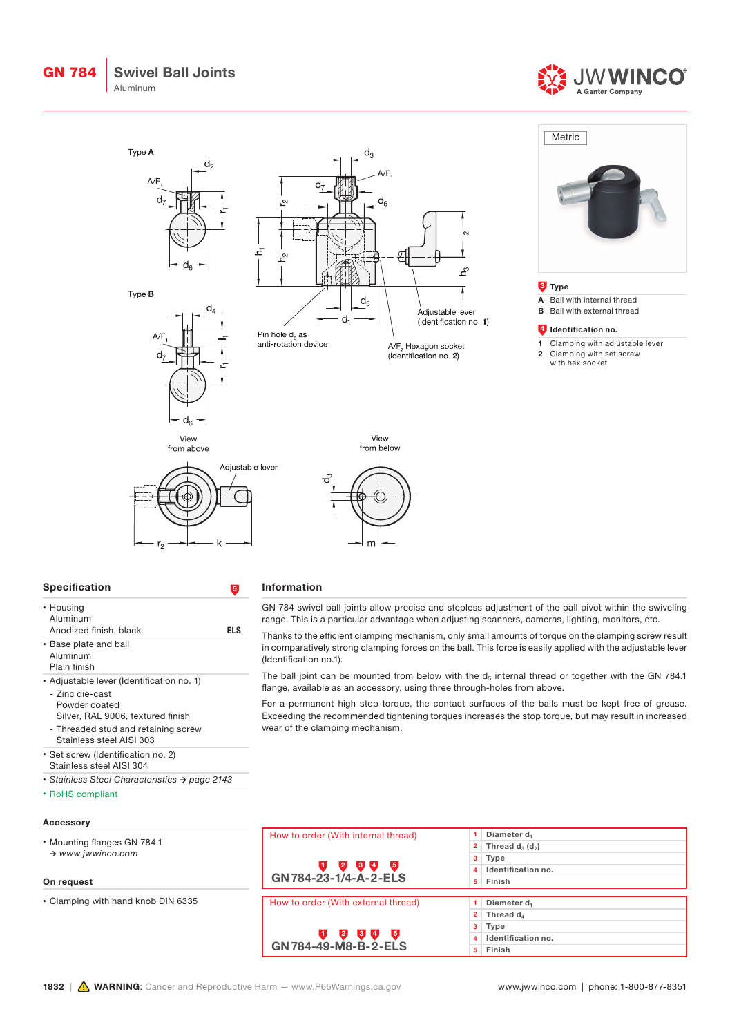# GN 784 Swivel Ball Joints

Aluminum

JW WINCO — A Ganter Company

Metric

Type A

Type B

View from above

View from below

Adjustable lever

Pin hole $d_5$ as anti-rotation device

Adjustable lever (Identification no. **1**)

A/F$_2$ Hexagon socket (Identification no. **2**)

**3 Type**

- **A** Ball with internal thread
- **B** Ball with external thread

**4 Identification no.**

- **1** Clamping with adjustable lever
- **2** Clamping with set screw with hex socket

## Specification

- Housing
  Aluminum
  Anodized finish, black — **ELS**
- Base plate and ball
  Aluminum
  Plain finish
- Adjustable lever (Identification no. 1)
  - Zinc die-cast
    Powder coated
    Silver, RAL 9006, textured finish
  - Threaded stud and retaining screw
    Stainless steel AISI 303
- Set screw (Identification no. 2)
  Stainless steel AISI 304
- *Stainless Steel Characteristics → page 2143*
- RoHS compliant

## Information

GN 784 swivel ball joints allow precise and stepless adjustment of the ball pivot within the swiveling range. This is a particular advantage when adjusting scanners, cameras, lighting, monitors, etc.

Thanks to the efficient clamping mechanism, only small amounts of torque on the clamping screw result in comparatively strong clamping forces on the ball. This force is easily applied with the adjustable lever (Identification no.1).

The ball joint can be mounted from below with the $d_5$ internal thread or together with the GN 784.1 flange, available as an accessory, using three through-holes from above.

For a permanent high stop torque, the contact surfaces of the balls must be kept free of grease. Exceeding the recommended tightening torques increases the stop torque, but may result in increased wear of the clamping mechanism.

## Accessory

- Mounting flanges GN 784.1
  → *www.jwwinco.com*

## On request

- Clamping with hand knob DIN 6335

## How to order (With internal thread)

GN 784-23-1/4-A-2-ELS

| | |
|---|---|
| 1 | Diameter $d_1$ |
| 2 | Thread $d_3$ ($d_2$) |
| 3 | Type |
| 4 | Identification no. |
| 5 | Finish |

## How to order (With external thread)

GN 784-49-M8-B-2-ELS

| | |
|---|---|
| 1 | Diameter $d_1$ |
| 2 | Thread $d_4$ |
| 3 | Type |
| 4 | Identification no. |
| 5 | Finish |

⚠ **WARNING**: Cancer and Reproductive Harm — www.P65Warnings.ca.gov

www.jwwinco.com | phone: 1-800-877-8351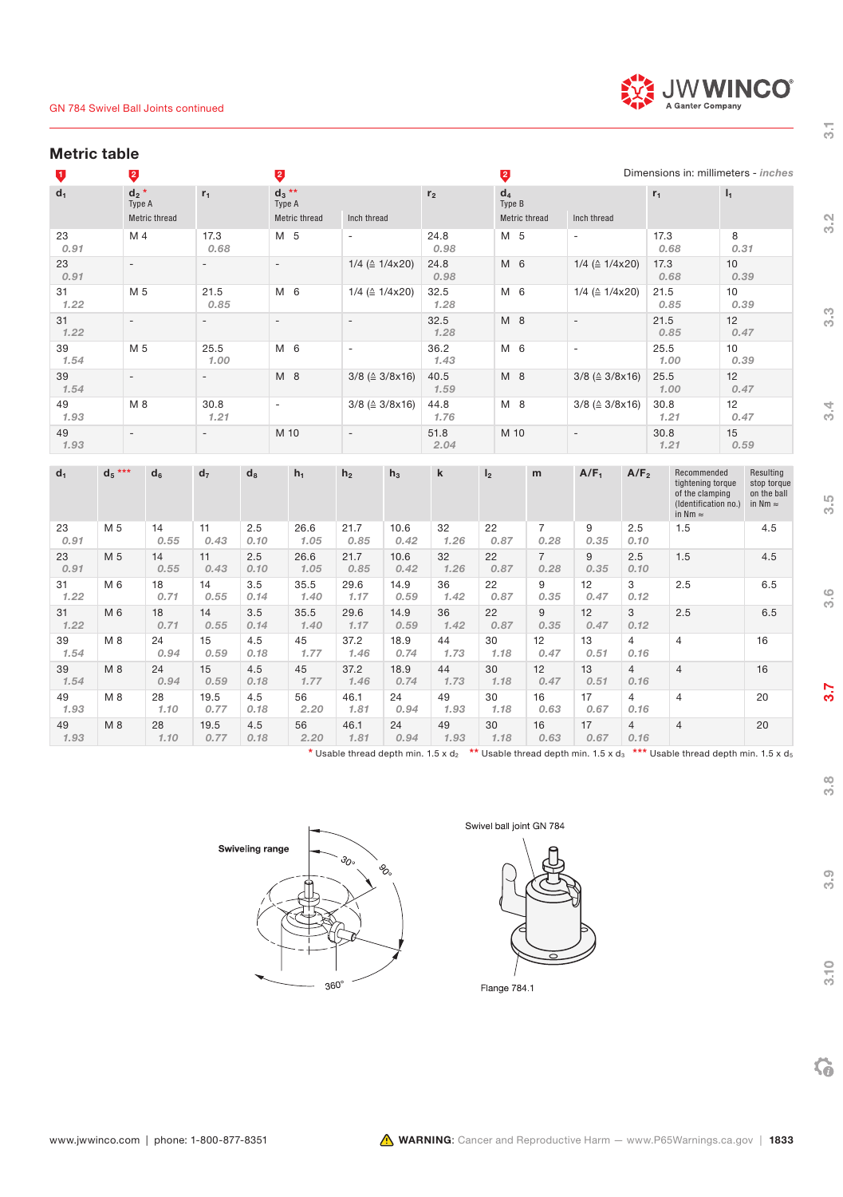GN 784 Swivel Ball Joints continued

## Metric table

Dimensions in: millimeters - *inches*

| $d_1$ | $d_2$ * Type A Metric thread | $r_1$ | $d_3$ ** Type A Metric thread | Inch thread | $r_2$ | $d_4$ Type B Metric thread | Inch thread | $r_1$ | $l_1$ |
|---|---|---|---|---|---|---|---|---|---|
| 23 *0.91* | M 4 | 17.3 *0.68* | M 5 | - | 24.8 *0.98* | M 5 | - | 17.3 *0.68* | 8 *0.31* |
| 23 *0.91* | - | - | - | 1/4 (≙ 1/4x20) | 24.8 *0.98* | M 6 | 1/4 (≙ 1/4x20) | 17.3 *0.68* | 10 *0.39* |
| 31 *1.22* | M 5 | 21.5 *0.85* | M 6 | 1/4 (≙ 1/4x20) | 32.5 *1.28* | M 6 | 1/4 (≙ 1/4x20) | 21.5 *0.85* | 10 *0.39* |
| 31 *1.22* | - | - | - | - | 32.5 *1.28* | M 8 | - | 21.5 *0.85* | 12 *0.47* |
| 39 *1.54* | M 5 | 25.5 *1.00* | M 6 | - | 36.2 *1.43* | M 6 | - | 25.5 *1.00* | 10 *0.39* |
| 39 *1.54* | - | - | M 8 | 3/8 (≙ 3/8x16) | 40.5 *1.59* | M 8 | 3/8 (≙ 3/8x16) | 25.5 *1.00* | 12 *0.47* |
| 49 *1.93* | M 8 | 30.8 *1.21* | - | 3/8 (≙ 3/8x16) | 44.8 *1.76* | M 8 | 3/8 (≙ 3/8x16) | 30.8 *1.21* | 12 *0.47* |
| 49 *1.93* | - | - | M 10 | - | 51.8 *2.04* | M 10 | - | 30.8 *1.21* | 15 *0.59* |

| $d_1$ | $d_5$ *** | $d_6$ | $d_7$ | $d_8$ | $h_1$ | $h_2$ | $h_3$ | k | $l_2$ | m | A/F1 | A/F2 | Recommended tightening torque of the clamping (Identification no.) in Nm ≈ | Resulting stop torque on the ball in Nm ≈ |
|---|---|---|---|---|---|---|---|---|---|---|---|---|---|---|
| 23 *0.91* | M 5 | 14 *0.55* | 11 *0.43* | 2.5 *0.10* | 26.6 *1.05* | 21.7 *0.85* | 10.6 *0.42* | 32 *1.26* | 22 *0.87* | 7 *0.28* | 9 *0.35* | 2.5 *0.10* | 1.5 | 4.5 |
| 23 *0.91* | M 5 | 14 *0.55* | 11 *0.43* | 2.5 *0.10* | 26.6 *1.05* | 21.7 *0.85* | 10.6 *0.42* | 32 *1.26* | 22 *0.87* | 7 *0.28* | 9 *0.35* | 2.5 *0.10* | 1.5 | 4.5 |
| 31 *1.22* | M 6 | 18 *0.71* | 14 *0.55* | 3.5 *0.14* | 35.5 *1.40* | 29.6 *1.17* | 14.9 *0.59* | 36 *1.42* | 22 *0.87* | 9 *0.35* | 12 *0.47* | 3 *0.12* | 2.5 | 6.5 |
| 31 *1.22* | M 6 | 18 *0.71* | 14 *0.55* | 3.5 *0.14* | 35.5 *1.40* | 29.6 *1.17* | 14.9 *0.59* | 36 *1.42* | 22 *0.87* | 9 *0.35* | 12 *0.47* | 3 *0.12* | 2.5 | 6.5 |
| 39 *1.54* | M 8 | 24 *0.94* | 15 *0.59* | 4.5 *0.18* | 45 *1.77* | 37.2 *1.46* | 18.9 *0.74* | 44 *1.73* | 30 *1.18* | 12 *0.47* | 13 *0.51* | 4 *0.16* | 4 | 16 |
| 39 *1.54* | M 8 | 24 *0.94* | 15 *0.59* | 4.5 *0.18* | 45 *1.77* | 37.2 *1.46* | 18.9 *0.74* | 44 *1.73* | 30 *1.18* | 12 *0.47* | 13 *0.51* | 4 *0.16* | 4 | 16 |
| 49 *1.93* | M 8 | 28 *1.10* | 19.5 *0.77* | 4.5 *0.18* | 56 *2.20* | 46.1 *1.81* | 24 *0.94* | 49 *1.93* | 30 *1.18* | 16 *0.63* | 17 *0.67* | 4 *0.16* | 4 | 20 |
| 49 *1.93* | M 8 | 28 *1.10* | 19.5 *0.77* | 4.5 *0.18* | 56 *2.20* | 46.1 *1.81* | 24 *0.94* | 49 *1.93* | 30 *1.18* | 16 *0.63* | 17 *0.67* | 4 *0.16* | 4 | 20 |

\* Usable thread depth min. 1.5 x $d_2$ ** Usable thread depth min. 1.5 x $d_3$ *** Usable thread depth min. 1.5 x $d_5$

Swiveling range

30°
90°
360°

Swivel ball joint GN 784

Flange 784.1